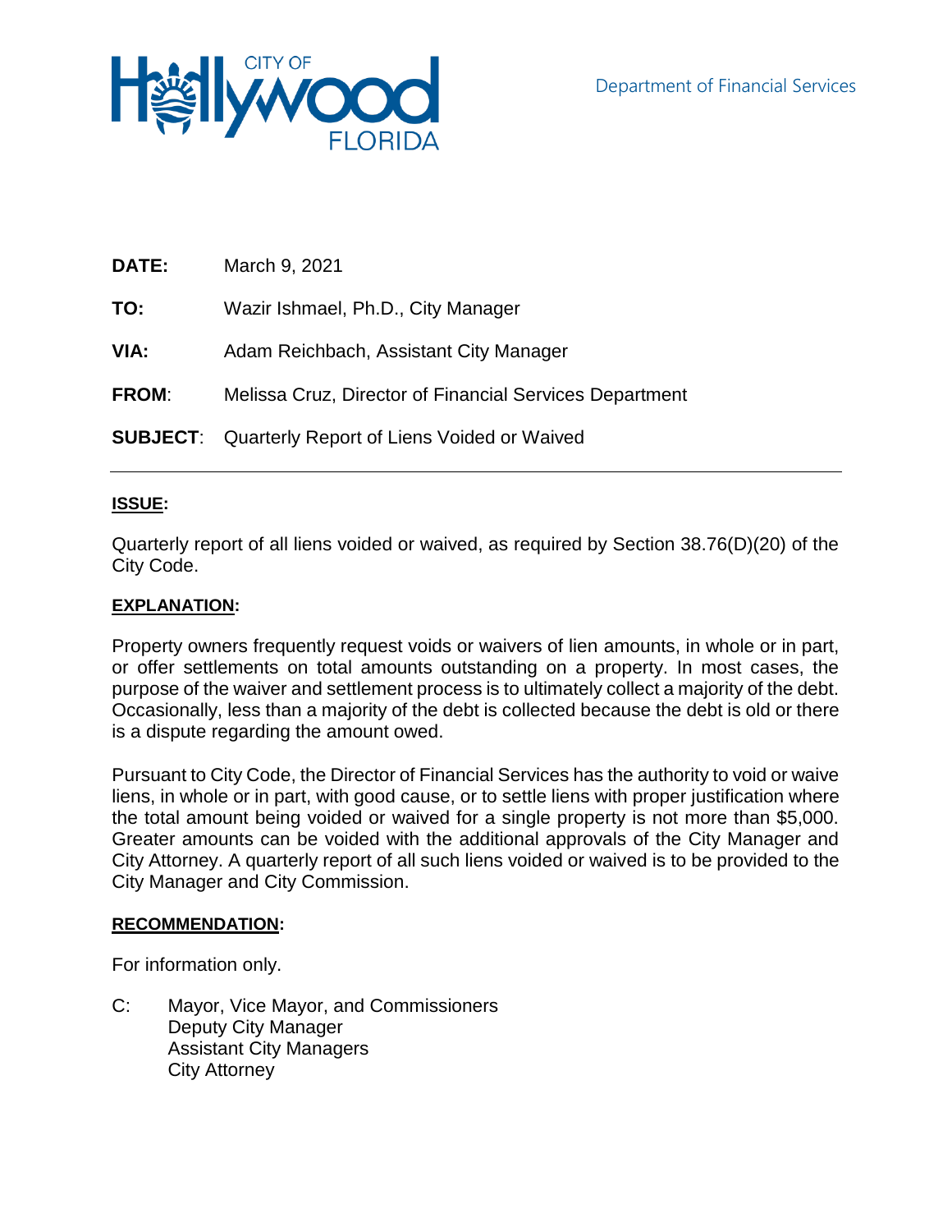CITY OF Hollywood FLORIDA

Department of Financial Services

**DATE:** March 9, 2021

**TO:** Wazir Ishmael, Ph.D., City Manager

**VIA:** Adam Reichbach, Assistant City Manager

**FROM**: Melissa Cruz, Director of Financial Services Department

**SUBJECT**: Quarterly Report of Liens Voided or Waived

---

**ISSUE:**

Quarterly report of all liens voided or waived, as required by Section 38.76(D)(20) of the City Code.

**EXPLANATION:**

Property owners frequently request voids or waivers of lien amounts, in whole or in part, or offer settlements on total amounts outstanding on a property. In most cases, the purpose of the waiver and settlement process is to ultimately collect a majority of the debt. Occasionally, less than a majority of the debt is collected because the debt is old or there is a dispute regarding the amount owed.

Pursuant to City Code, the Director of Financial Services has the authority to void or waive liens, in whole or in part, with good cause, or to settle liens with proper justification where the total amount being voided or waived for a single property is not more than $5,000. Greater amounts can be voided with the additional approvals of the City Manager and City Attorney. A quarterly report of all such liens voided or waived is to be provided to the City Manager and City Commission.

**RECOMMENDATION:**

For information only.

C: Mayor, Vice Mayor, and Commissioners
Deputy City Manager
Assistant City Managers
City Attorney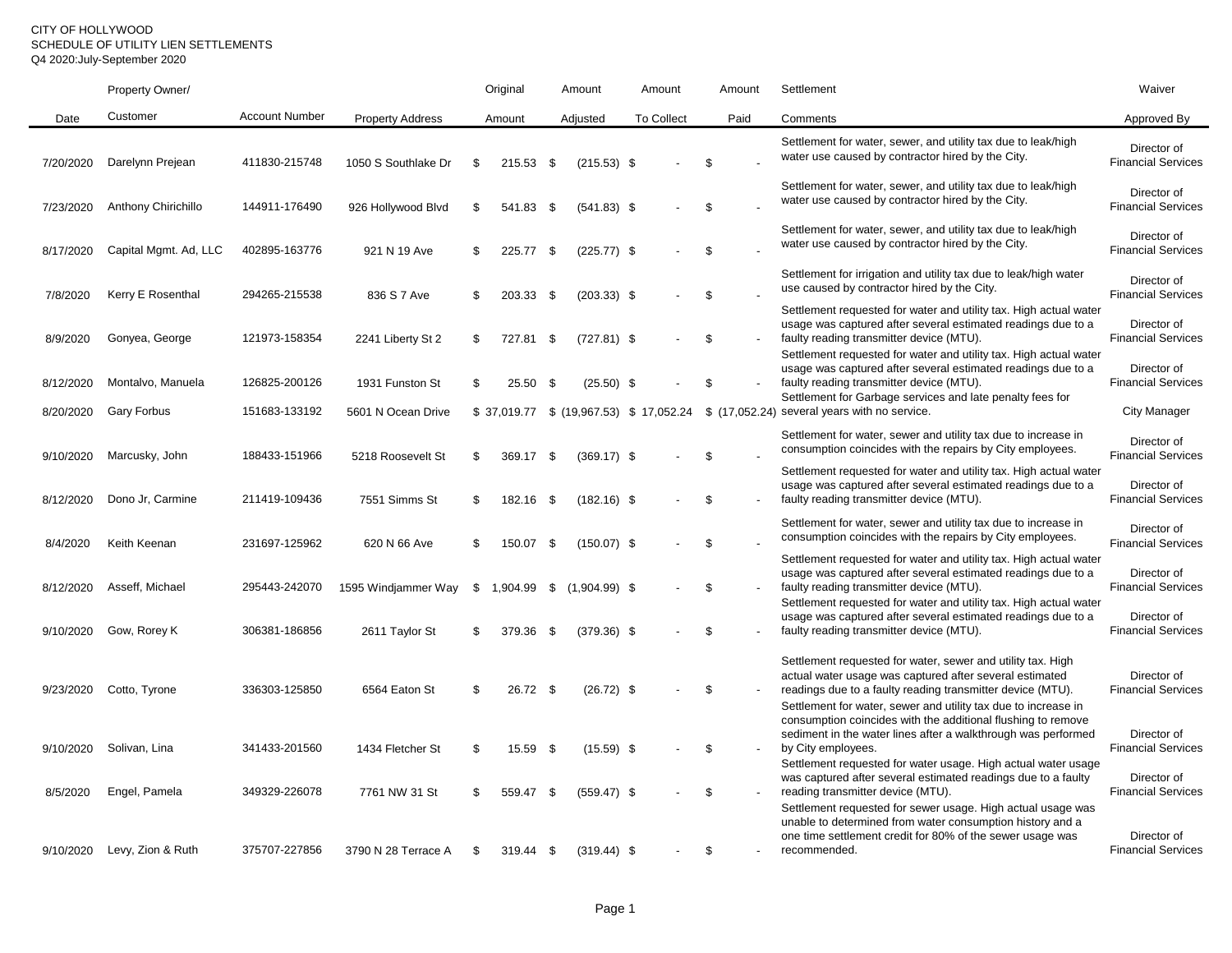CITY OF HOLLYWOOD
SCHEDULE OF UTILITY LIEN SETTLEMENTS
Q4 2020:July-September 2020

| Date | Property Owner/ Customer | Account Number | Property Address | Original Amount | Amount Adjusted | Amount To Collect | Amount Paid | Settlement Comments | Waiver Approved By |
|---|---|---|---|---|---|---|---|---|---|
| 7/20/2020 | Darelynn Prejean | 411830-215748 | 1050 S Southlake Dr | $ 215.53 | $ (215.53) | $ - | $ - | Settlement for water, sewer, and utility tax due to leak/high water use caused by contractor hired by the City. | Director of Financial Services |
| 7/23/2020 | Anthony Chirichillo | 144911-176490 | 926 Hollywood Blvd | $ 541.83 | $ (541.83) | $ - | $ - | Settlement for water, sewer, and utility tax due to leak/high water use caused by contractor hired by the City. | Director of Financial Services |
| 8/17/2020 | Capital Mgmt. Ad, LLC | 402895-163776 | 921 N 19 Ave | $ 225.77 | $ (225.77) | $ - | $ - | Settlement for water, sewer, and utility tax due to leak/high water use caused by contractor hired by the City. | Director of Financial Services |
| 7/8/2020 | Kerry E Rosenthal | 294265-215538 | 836 S 7 Ave | $ 203.33 | $ (203.33) | $ - | $ - | Settlement for irrigation and utility tax due to leak/high water use caused by contractor hired by the City. | Director of Financial Services |
| 8/9/2020 | Gonyea, George | 121973-158354 | 2241 Liberty St 2 | $ 727.81 | $ (727.81) | $ - | $ - | Settlement requested for water and utility tax. High actual water usage was captured after several estimated readings due to a faulty reading transmitter device (MTU). | Director of Financial Services |
| 8/12/2020 | Montalvo, Manuela | 126825-200126 | 1931 Funston St | $ 25.50 | $ (25.50) | $ - | $ - | Settlement requested for water and utility tax. High actual water usage was captured after several estimated readings due to a faulty reading transmitter device (MTU). | Director of Financial Services |
| 8/20/2020 | Gary Forbus | 151683-133192 | 5601 N Ocean Drive | $ 37,019.77 | $ (19,967.53) | $ 17,052.24 | $ (17,052.24) | Settlement for Garbage services and late penalty fees for several years with no service. | City Manager |
| 9/10/2020 | Marcusky, John | 188433-151966 | 5218 Roosevelt St | $ 369.17 | $ (369.17) | $ - | $ - | Settlement for water, sewer and utility tax due to increase in consumption coincides with the repairs by City employees. | Director of Financial Services |
| 8/12/2020 | Dono Jr, Carmine | 211419-109436 | 7551 Simms St | $ 182.16 | $ (182.16) | $ - | $ - | Settlement requested for water and utility tax. High actual water usage was captured after several estimated readings due to a faulty reading transmitter device (MTU). | Director of Financial Services |
| 8/4/2020 | Keith Keenan | 231697-125962 | 620 N 66 Ave | $ 150.07 | $ (150.07) | $ - | $ - | Settlement for water, sewer and utility tax due to increase in consumption coincides with the repairs by City employees. | Director of Financial Services |
| 8/12/2020 | Asseff, Michael | 295443-242070 | 1595 Windjammer Way | $ 1,904.99 | $ (1,904.99) | $ - | $ - | Settlement requested for water and utility tax. High actual water usage was captured after several estimated readings due to a faulty reading transmitter device (MTU). | Director of Financial Services |
| 9/10/2020 | Gow, Rorey K | 306381-186856 | 2611 Taylor St | $ 379.36 | $ (379.36) | $ - | $ - | Settlement requested for water and utility tax. High actual water usage was captured after several estimated readings due to a faulty reading transmitter device (MTU). | Director of Financial Services |
| 9/23/2020 | Cotto, Tyrone | 336303-125850 | 6564 Eaton St | $ 26.72 | $ (26.72) | $ - | $ - | Settlement requested for water, sewer and utility tax. High actual water usage was captured after several estimated readings due to a faulty reading transmitter device (MTU). | Director of Financial Services |
| 9/10/2020 | Solivan, Lina | 341433-201560 | 1434 Fletcher St | $ 15.59 | $ (15.59) | $ - | $ - | Settlement for water, sewer and utility tax due to increase in consumption coincides with the additional flushing to remove sediment in the water lines after a walkthrough was performed by City employees. | Director of Financial Services |
| 8/5/2020 | Engel, Pamela | 349329-226078 | 7761 NW 31 St | $ 559.47 | $ (559.47) | $ - | $ - | Settlement requested for water usage. High actual water usage was captured after several estimated readings due to a faulty reading transmitter device (MTU). | Director of Financial Services |
| 9/10/2020 | Levy, Zion & Ruth | 375707-227856 | 3790 N 28 Terrace A | $ 319.44 | $ (319.44) | $ - | $ - | Settlement requested for sewer usage. High actual usage was unable to determined from water consumption history and a one time settlement credit for 80% of the sewer usage was recommended. | Director of Financial Services |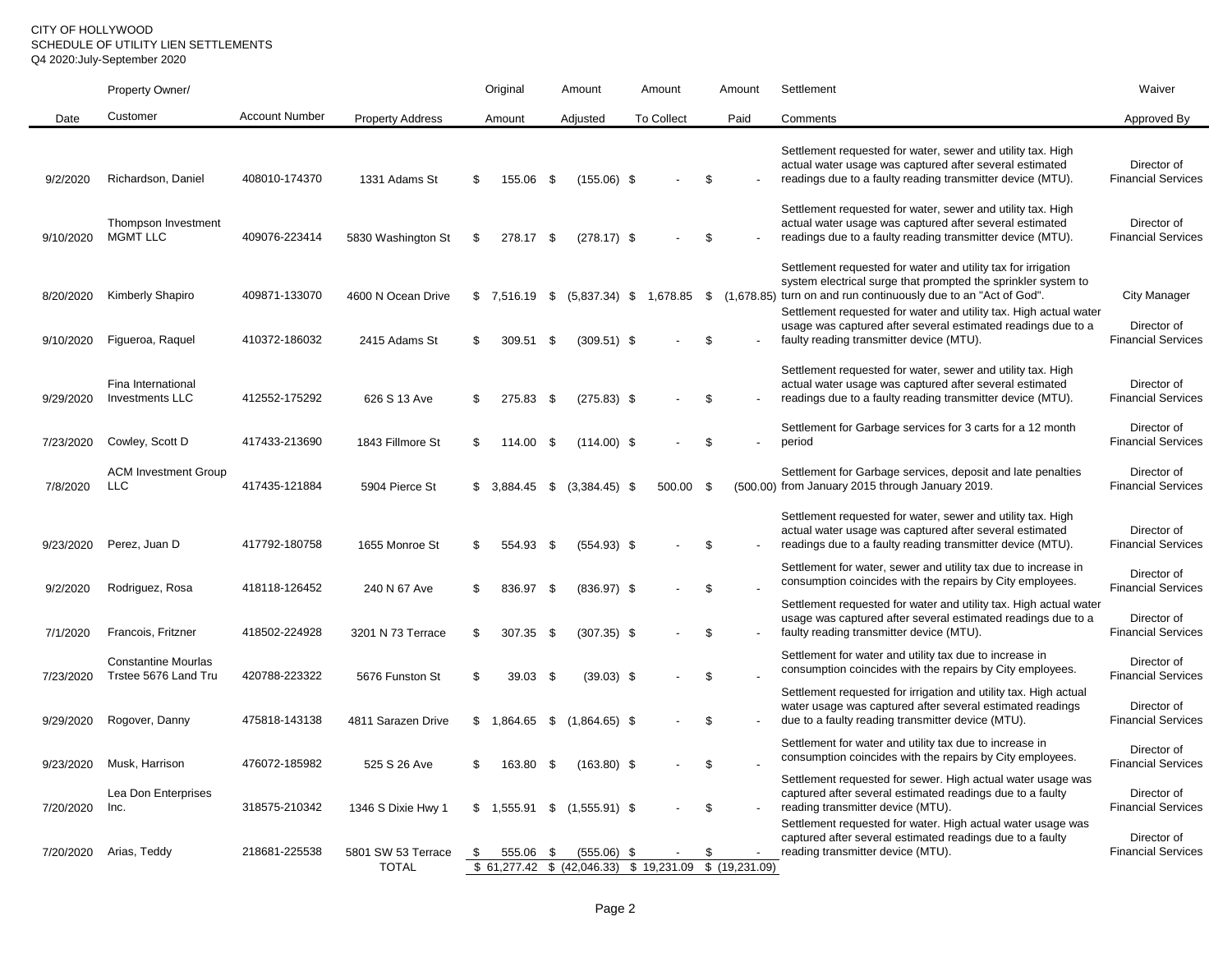CITY OF HOLLYWOOD
SCHEDULE OF UTILITY LIEN SETTLEMENTS
Q4 2020:July-September 2020

| Date | Property Owner/ Customer | Account Number | Property Address | Original Amount | Amount Adjusted | Amount To Collect | Amount Paid | Settlement Comments | Waiver Approved By |
|---|---|---|---|---|---|---|---|---|---|
| 9/2/2020 | Richardson, Daniel | 408010-174370 | 1331 Adams St | $ 155.06 | $ (155.06) | $ - | $ - | Settlement requested for water, sewer and utility tax. High actual water usage was captured after several estimated readings due to a faulty reading transmitter device (MTU). | Director of Financial Services |
| 9/10/2020 | Thompson Investment MGMT LLC | 409076-223414 | 5830 Washington St | $ 278.17 | $ (278.17) | $ - | $ - | Settlement requested for water, sewer and utility tax. High actual water usage was captured after several estimated readings due to a faulty reading transmitter device (MTU). | Director of Financial Services |
| 8/20/2020 | Kimberly Shapiro | 409871-133070 | 4600 N Ocean Drive | $ 7,516.19 | $ (5,837.34) | $ 1,678.85 | $ (1,678.85) | Settlement requested for water and utility tax for irrigation system electrical surge that prompted the sprinkler system to turn on and run continuously due to an "Act of God". | City Manager |
| 9/10/2020 | Figueroa, Raquel | 410372-186032 | 2415 Adams St | $ 309.51 | $ (309.51) | $ - | $ - | Settlement requested for water and utility tax. High actual water usage was captured after several estimated readings due to a faulty reading transmitter device (MTU). | Director of Financial Services |
| 9/29/2020 | Fina International Investments LLC | 412552-175292 | 626 S 13 Ave | $ 275.83 | $ (275.83) | $ - | $ - | Settlement requested for water, sewer and utility tax. High actual water usage was captured after several estimated readings due to a faulty reading transmitter device (MTU). | Director of Financial Services |
| 7/23/2020 | Cowley, Scott D | 417433-213690 | 1843 Fillmore St | $ 114.00 | $ (114.00) | $ - | $ - | Settlement for Garbage services for 3 carts for a 12 month period | Director of Financial Services |
| 7/8/2020 | ACM Investment Group LLC | 417435-121884 | 5904 Pierce St | $ 3,884.45 | $ (3,384.45) | $ 500.00 | $ (500.00) | Settlement for Garbage services, deposit and late penalties from January 2015 through January 2019. | Director of Financial Services |
| 9/23/2020 | Perez, Juan D | 417792-180758 | 1655 Monroe St | $ 554.93 | $ (554.93) | $ - | $ - | Settlement requested for water, sewer and utility tax. High actual water usage was captured after several estimated readings due to a faulty reading transmitter device (MTU). | Director of Financial Services |
| 9/2/2020 | Rodriguez, Rosa | 418118-126452 | 240 N 67 Ave | $ 836.97 | $ (836.97) | $ - | $ - | Settlement for water, sewer and utility tax due to increase in consumption coincides with the repairs by City employees. | Director of Financial Services |
| 7/1/2020 | Francois, Fritzner | 418502-224928 | 3201 N 73 Terrace | $ 307.35 | $ (307.35) | $ - | $ - | Settlement requested for water and utility tax. High actual water usage was captured after several estimated readings due to a faulty reading transmitter device (MTU). | Director of Financial Services |
| 7/23/2020 | Constantine Mourlas Trstee 5676 Land Tru | 420788-223322 | 5676 Funston St | $ 39.03 | $ (39.03) | $ - | $ - | Settlement for water and utility tax due to increase in consumption coincides with the repairs by City employees. | Director of Financial Services |
| 9/29/2020 | Rogover, Danny | 475818-143138 | 4811 Sarazen Drive | $ 1,864.65 | $ (1,864.65) | $ - | $ - | Settlement requested for irrigation and utility tax. High actual water usage was captured after several estimated readings due to a faulty reading transmitter device (MTU). | Director of Financial Services |
| 9/23/2020 | Musk, Harrison | 476072-185982 | 525 S 26 Ave | $ 163.80 | $ (163.80) | $ - | $ - | Settlement for water and utility tax due to increase in consumption coincides with the repairs by City employees. | Director of Financial Services |
| 7/20/2020 | Lea Don Enterprises Inc. | 318575-210342 | 1346 S Dixie Hwy 1 | $ 1,555.91 | $ (1,555.91) | $ - | $ - | Settlement requested for sewer. High actual water usage was captured after several estimated readings due to a faulty reading transmitter device (MTU). | Director of Financial Services |
| 7/20/2020 | Arias, Teddy | 218681-225538 | 5801 SW 53 Terrace | $ 555.06 | $ (555.06) | $ - | $ - | Settlement requested for water. High actual water usage was captured after several estimated readings due to a faulty reading transmitter device (MTU). | Director of Financial Services |
| | | | TOTAL | $ 61,277.42 | $ (42,046.33) | $ 19,231.09 | $ (19,231.09) | | |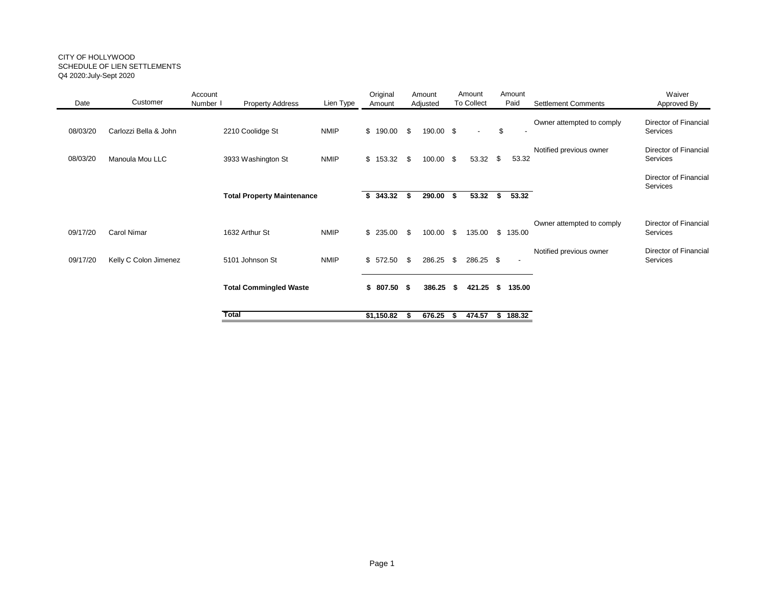CITY OF HOLLYWOOD
SCHEDULE OF LIEN SETTLEMENTS
Q4 2020:July-Sept 2020

| Date | Customer | Account Number I | Property Address | Lien Type | Original Amount | Amount Adjusted | Amount To Collect | Amount Paid | Settlement Comments | Waiver Approved By |
|---|---|---|---|---|---|---|---|---|---|---|
| 08/03/20 | Carlozzi Bella & John | | 2210 Coolidge St | NMIP | $ 190.00 | $ 190.00 | $ - | $ - | Owner attempted to comply | Director of Financial Services |
| 08/03/20 | Manoula Mou LLC | | 3933 Washington St | NMIP | $ 153.32 | $ 100.00 | $ 53.32 | $ 53.32 | Notified previous owner | Director of Financial Services |
| | | | **Total Property Maintenance** | | **$ 343.32** | **$ 290.00** | **$ 53.32** | **$ 53.32** | | Director of Financial Services |
| 09/17/20 | Carol Nimar | | 1632 Arthur St | NMIP | $ 235.00 | $ 100.00 | $ 135.00 | $ 135.00 | Owner attempted to comply | Director of Financial Services |
| 09/17/20 | Kelly C Colon Jimenez | | 5101 Johnson St | NMIP | $ 572.50 | $ 286.25 | $ 286.25 | $ - | Notified previous owner | Director of Financial Services |
| | | | **Total Commingled Waste** | | **$ 807.50** | **$ 386.25** | **$ 421.25** | **$ 135.00** | | |
| | | | **Total** | | **$1,150.82** | **$ 676.25** | **$ 474.57** | **$ 188.32** | | |